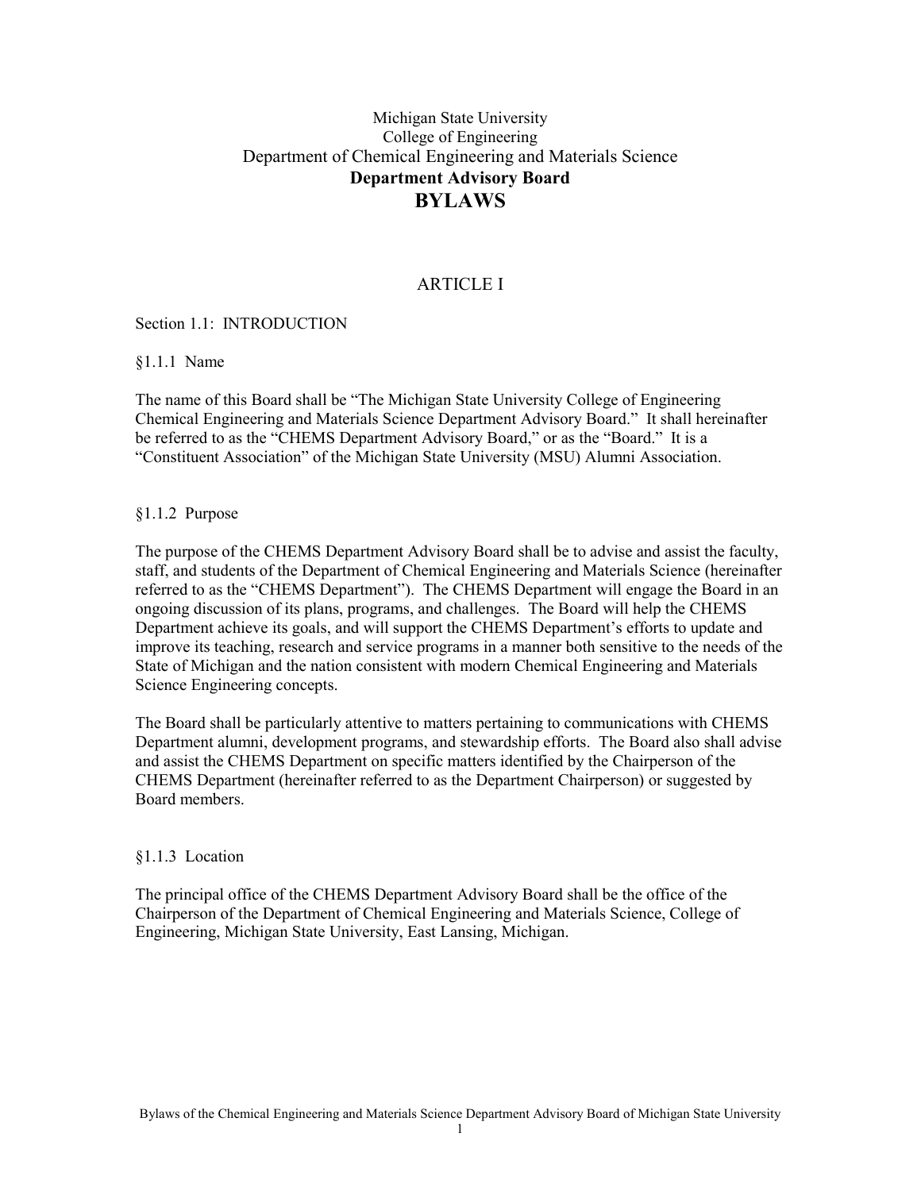Michigan State University  
College of Engineering  
Department of Chemical Engineering and Materials Science  
**Department Advisory Board**

# BYLAWS

## ARTICLE I

### Section 1.1: INTRODUCTION

#### §1.1.1 Name

The name of this Board shall be "The Michigan State University College of Engineering Chemical Engineering and Materials Science Department Advisory Board." It shall hereinafter be referred to as the "CHEMS Department Advisory Board," or as the "Board." It is a "Constituent Association" of the Michigan State University (MSU) Alumni Association.

#### §1.1.2 Purpose

The purpose of the CHEMS Department Advisory Board shall be to advise and assist the faculty, staff, and students of the Department of Chemical Engineering and Materials Science (hereinafter referred to as the "CHEMS Department"). The CHEMS Department will engage the Board in an ongoing discussion of its plans, programs, and challenges. The Board will help the CHEMS Department achieve its goals, and will support the CHEMS Department's efforts to update and improve its teaching, research and service programs in a manner both sensitive to the needs of the State of Michigan and the nation consistent with modern Chemical Engineering and Materials Science Engineering concepts.

The Board shall be particularly attentive to matters pertaining to communications with CHEMS Department alumni, development programs, and stewardship efforts. The Board also shall advise and assist the CHEMS Department on specific matters identified by the Chairperson of the CHEMS Department (hereinafter referred to as the Department Chairperson) or suggested by Board members.

#### §1.1.3 Location

The principal office of the CHEMS Department Advisory Board shall be the office of the Chairperson of the Department of Chemical Engineering and Materials Science, College of Engineering, Michigan State University, East Lansing, Michigan.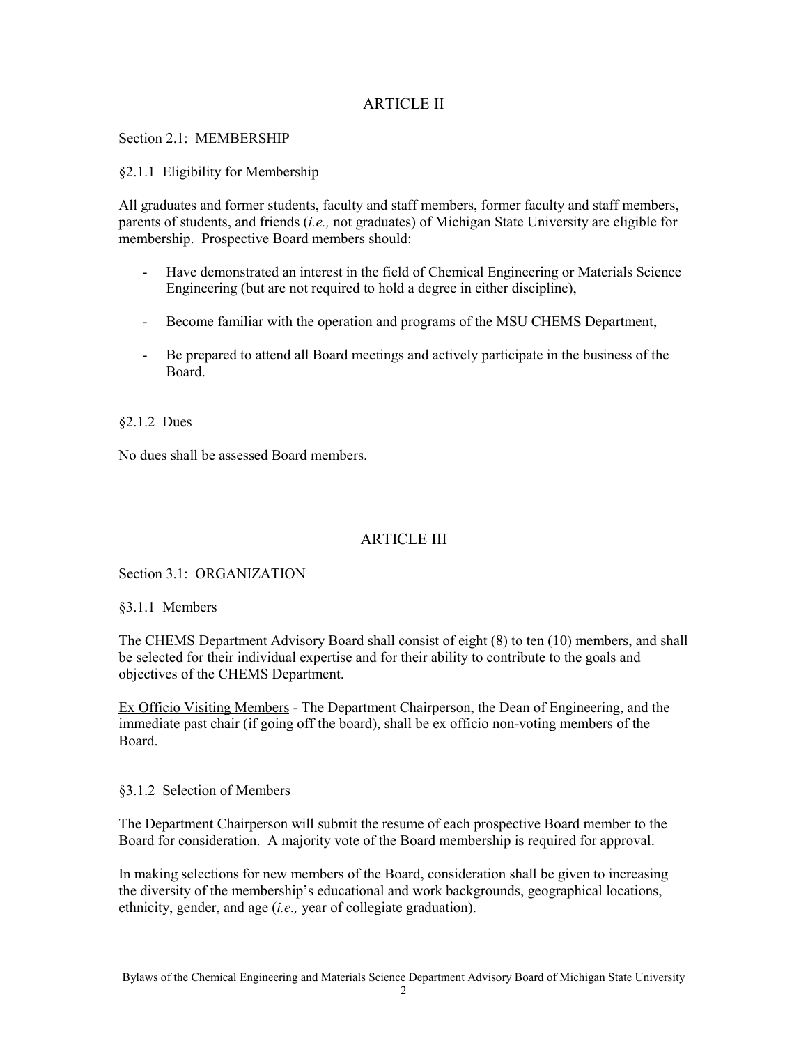## ARTICLE II

### Section 2.1: MEMBERSHIP

#### §2.1.1 Eligibility for Membership

All graduates and former students, faculty and staff members, former faculty and staff members, parents of students, and friends (*i.e.,* not graduates) of Michigan State University are eligible for membership. Prospective Board members should:

- Have demonstrated an interest in the field of Chemical Engineering or Materials Science Engineering (but are not required to hold a degree in either discipline),
- Become familiar with the operation and programs of the MSU CHEMS Department,
- Be prepared to attend all Board meetings and actively participate in the business of the Board.

#### §2.1.2 Dues

No dues shall be assessed Board members.

## ARTICLE III

### Section 3.1: ORGANIZATION

#### §3.1.1 Members

The CHEMS Department Advisory Board shall consist of eight (8) to ten (10) members, and shall be selected for their individual expertise and for their ability to contribute to the goals and objectives of the CHEMS Department.

<u>Ex Officio Visiting Members</u> - The Department Chairperson, the Dean of Engineering, and the immediate past chair (if going off the board), shall be ex officio non-voting members of the Board.

#### §3.1.2 Selection of Members

The Department Chairperson will submit the resume of each prospective Board member to the Board for consideration. A majority vote of the Board membership is required for approval.

In making selections for new members of the Board, consideration shall be given to increasing the diversity of the membership's educational and work backgrounds, geographical locations, ethnicity, gender, and age (*i.e.,* year of collegiate graduation).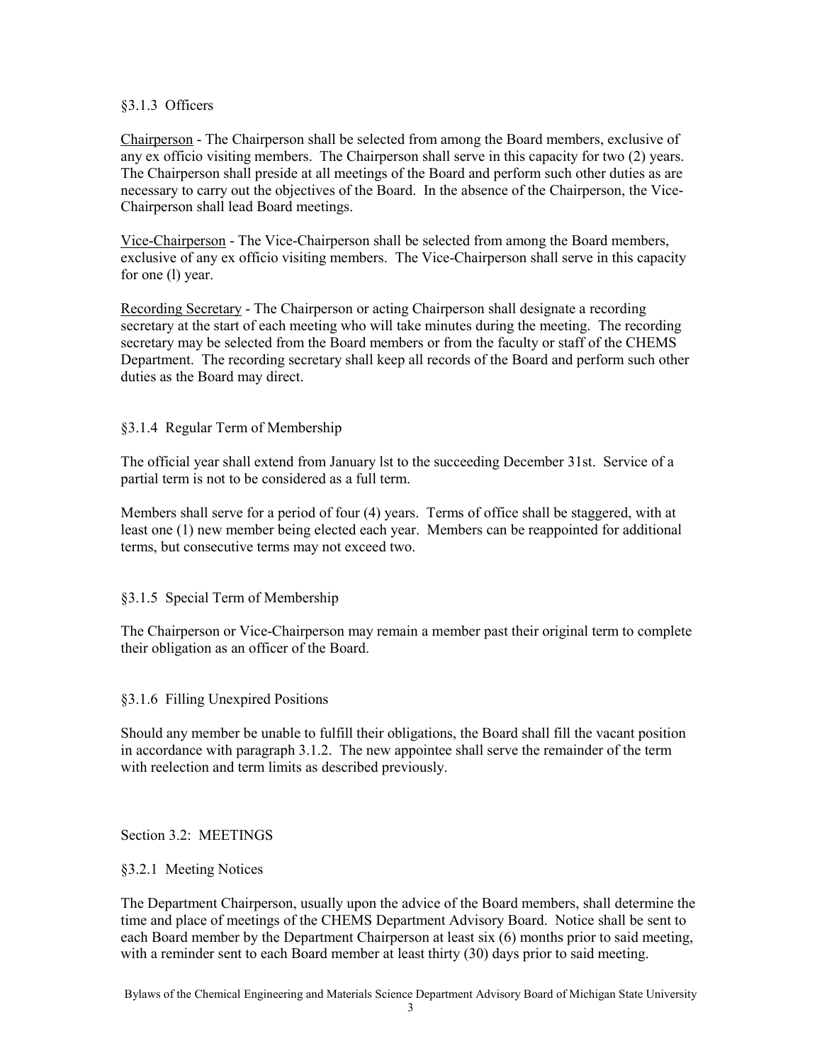### §3.1.3 Officers

<u>Chairperson</u> - The Chairperson shall be selected from among the Board members, exclusive of any ex officio visiting members. The Chairperson shall serve in this capacity for two (2) years. The Chairperson shall preside at all meetings of the Board and perform such other duties as are necessary to carry out the objectives of the Board. In the absence of the Chairperson, the Vice-Chairperson shall lead Board meetings.

<u>Vice-Chairperson</u> - The Vice-Chairperson shall be selected from among the Board members, exclusive of any ex officio visiting members. The Vice-Chairperson shall serve in this capacity for one (l) year.

<u>Recording Secretary</u> - The Chairperson or acting Chairperson shall designate a recording secretary at the start of each meeting who will take minutes during the meeting. The recording secretary may be selected from the Board members or from the faculty or staff of the CHEMS Department. The recording secretary shall keep all records of the Board and perform such other duties as the Board may direct.

### §3.1.4 Regular Term of Membership

The official year shall extend from January lst to the succeeding December 31st. Service of a partial term is not to be considered as a full term.

Members shall serve for a period of four (4) years. Terms of office shall be staggered, with at least one (1) new member being elected each year. Members can be reappointed for additional terms, but consecutive terms may not exceed two.

### §3.1.5 Special Term of Membership

The Chairperson or Vice-Chairperson may remain a member past their original term to complete their obligation as an officer of the Board.

### §3.1.6 Filling Unexpired Positions

Should any member be unable to fulfill their obligations, the Board shall fill the vacant position in accordance with paragraph 3.1.2. The new appointee shall serve the remainder of the term with reelection and term limits as described previously.

## Section 3.2: MEETINGS

### §3.2.1 Meeting Notices

The Department Chairperson, usually upon the advice of the Board members, shall determine the time and place of meetings of the CHEMS Department Advisory Board. Notice shall be sent to each Board member by the Department Chairperson at least six (6) months prior to said meeting, with a reminder sent to each Board member at least thirty (30) days prior to said meeting.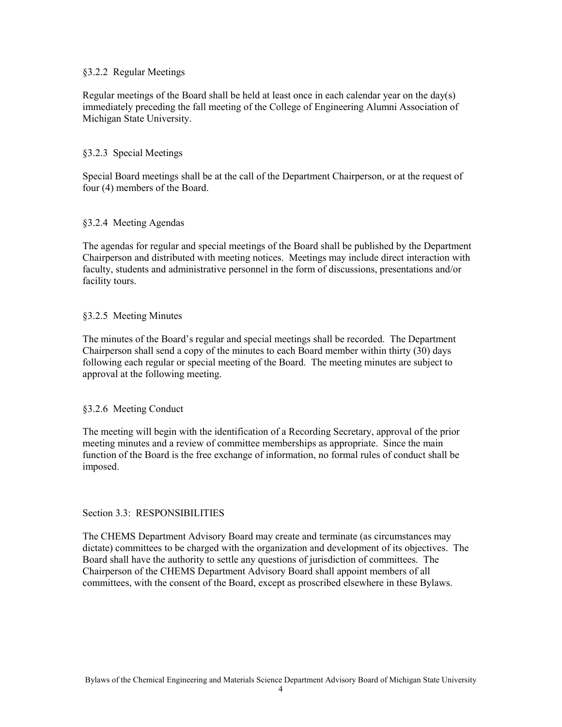### §3.2.2 Regular Meetings

Regular meetings of the Board shall be held at least once in each calendar year on the day(s) immediately preceding the fall meeting of the College of Engineering Alumni Association of Michigan State University.

### §3.2.3 Special Meetings

Special Board meetings shall be at the call of the Department Chairperson, or at the request of four (4) members of the Board.

### §3.2.4 Meeting Agendas

The agendas for regular and special meetings of the Board shall be published by the Department Chairperson and distributed with meeting notices. Meetings may include direct interaction with faculty, students and administrative personnel in the form of discussions, presentations and/or facility tours.

### §3.2.5 Meeting Minutes

The minutes of the Board's regular and special meetings shall be recorded. The Department Chairperson shall send a copy of the minutes to each Board member within thirty (30) days following each regular or special meeting of the Board. The meeting minutes are subject to approval at the following meeting.

### §3.2.6 Meeting Conduct

The meeting will begin with the identification of a Recording Secretary, approval of the prior meeting minutes and a review of committee memberships as appropriate. Since the main function of the Board is the free exchange of information, no formal rules of conduct shall be imposed.

## Section 3.3: RESPONSIBILITIES

The CHEMS Department Advisory Board may create and terminate (as circumstances may dictate) committees to be charged with the organization and development of its objectives. The Board shall have the authority to settle any questions of jurisdiction of committees. The Chairperson of the CHEMS Department Advisory Board shall appoint members of all committees, with the consent of the Board, except as proscribed elsewhere in these Bylaws.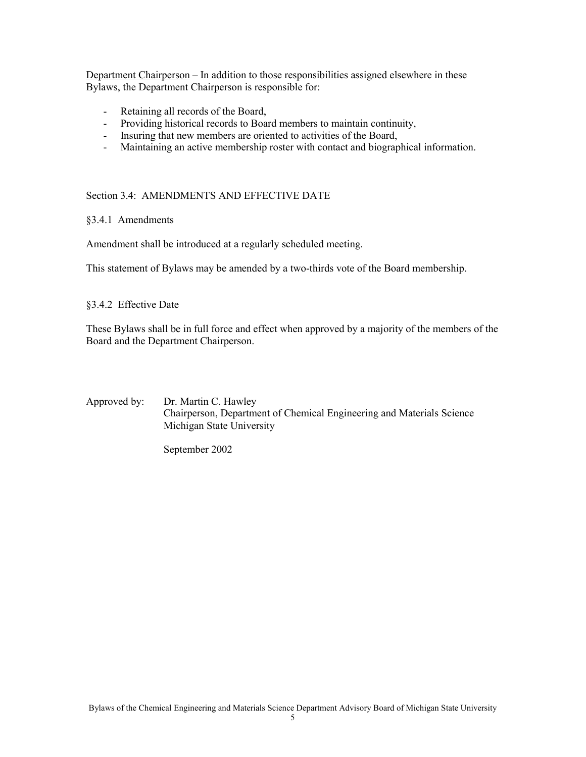<u>Department Chairperson</u> – In addition to those responsibilities assigned elsewhere in these Bylaws, the Department Chairperson is responsible for:

- Retaining all records of the Board,
- Providing historical records to Board members to maintain continuity,
- Insuring that new members are oriented to activities of the Board,
- Maintaining an active membership roster with contact and biographical information.

## Section 3.4: AMENDMENTS AND EFFECTIVE DATE

### §3.4.1 Amendments

Amendment shall be introduced at a regularly scheduled meeting.

This statement of Bylaws may be amended by a two-thirds vote of the Board membership.

### §3.4.2 Effective Date

These Bylaws shall be in full force and effect when approved by a majority of the members of the Board and the Department Chairperson.

Approved by: Dr. Martin C. Hawley
Chairperson, Department of Chemical Engineering and Materials Science
Michigan State University

September 2002